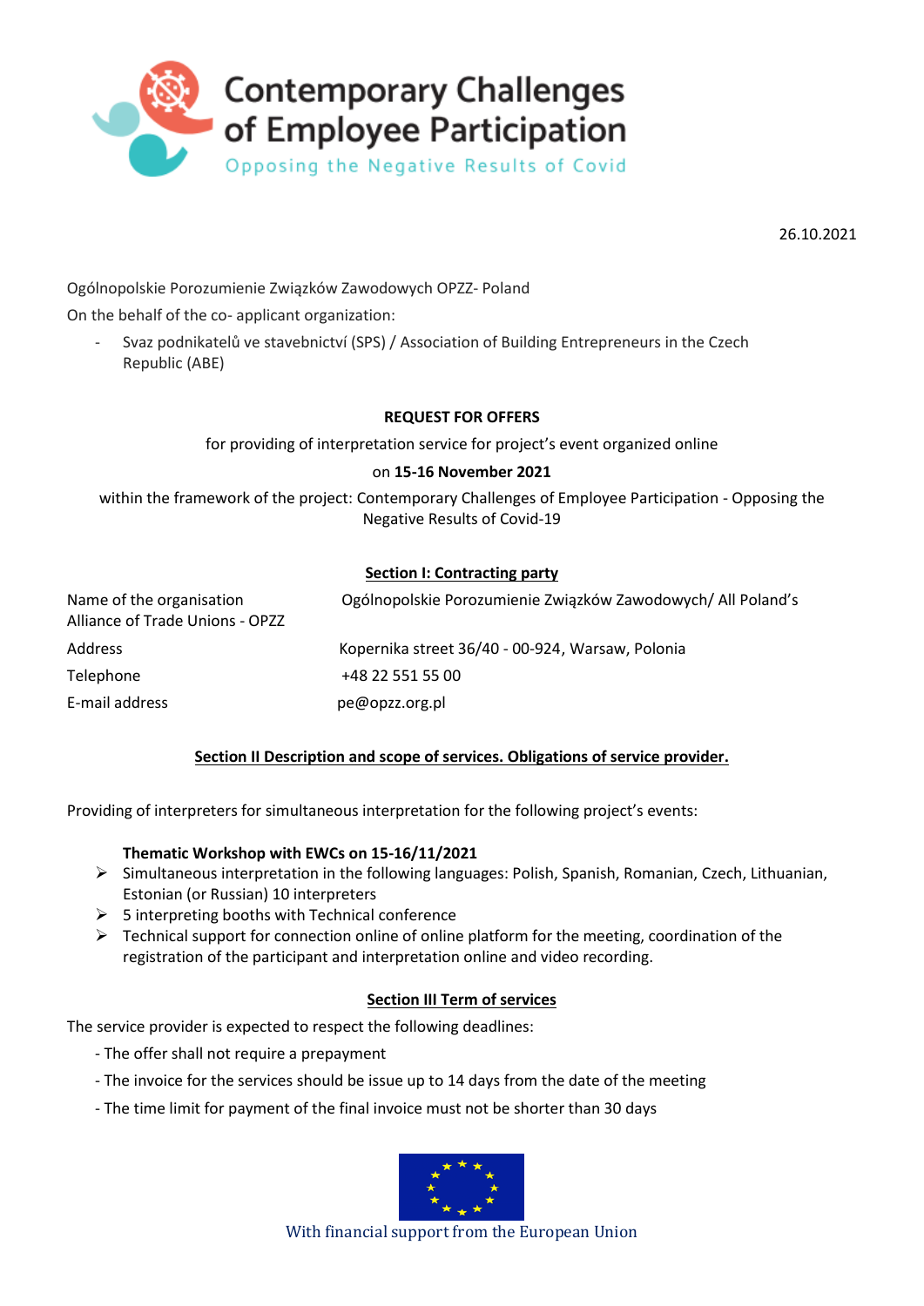Contemporary Challenges of Employee Participation

Opposing the Negative Results of Covid

26.10.2021

Ogólnopolskie Porozumienie Związków Zawodowych OPZZ- Poland

On the behalf of the co- applicant organization:

- Svaz podnikatelů ve stavebnictví (SPS) / Association of Building Entrepreneurs in the Czech Republic (ABE)

**REQUEST FOR OFFERS**

for providing of interpretation service for project's event organized online

on **15-16 November 2021**

within the framework of the project: Contemporary Challenges of Employee Participation - Opposing the Negative Results of Covid-19

## Section I: Contracting party

| | |
|---|---|
| Name of the organisation | Ogólnopolskie Porozumienie Związków Zawodowych/ All Poland's Alliance of Trade Unions - OPZZ |
| Address | Kopernika street 36/40 - 00-924, Warsaw, Polonia |
| Telephone | +48 22 551 55 00 |
| E-mail address | pe@opzz.org.pl |

## Section II Description and scope of services. Obligations of service provider.

Providing of interpreters for simultaneous interpretation for the following project's events:

**Thematic Workshop with EWCs on 15-16/11/2021**

- Simultaneous interpretation in the following languages: Polish, Spanish, Romanian, Czech, Lithuanian, Estonian (or Russian) 10 interpreters
- 5 interpreting booths with Technical conference
- Technical support for connection online of online platform for the meeting, coordination of the registration of the participant and interpretation online and video recording.

## Section III Term of services

The service provider is expected to respect the following deadlines:

- The offer shall not require a prepayment
- The invoice for the services should be issue up to 14 days from the date of the meeting
- The time limit for payment of the final invoice must not be shorter than 30 days

With financial support from the European Union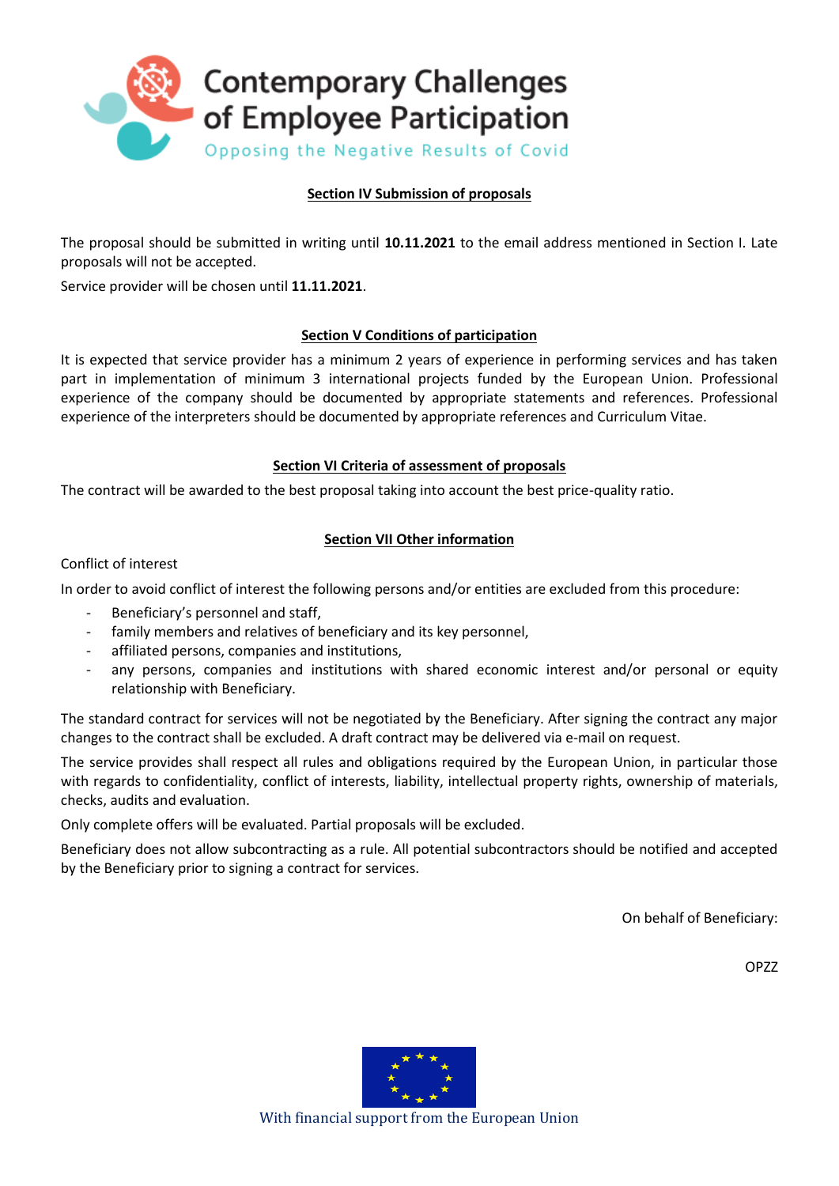Contemporary Challenges of Employee Participation

Opposing the Negative Results of Covid

## Section IV Submission of proposals

The proposal should be submitted in writing until **10.11.2021** to the email address mentioned in Section I. Late proposals will not be accepted.

Service provider will be chosen until **11.11.2021**.

## Section V Conditions of participation

It is expected that service provider has a minimum 2 years of experience in performing services and has taken part in implementation of minimum 3 international projects funded by the European Union. Professional experience of the company should be documented by appropriate statements and references. Professional experience of the interpreters should be documented by appropriate references and Curriculum Vitae.

## Section VI Criteria of assessment of proposals

The contract will be awarded to the best proposal taking into account the best price-quality ratio.

## Section VII Other information

Conflict of interest

In order to avoid conflict of interest the following persons and/or entities are excluded from this procedure:

- Beneficiary's personnel and staff,
- family members and relatives of beneficiary and its key personnel,
- affiliated persons, companies and institutions,
- any persons, companies and institutions with shared economic interest and/or personal or equity relationship with Beneficiary.

The standard contract for services will not be negotiated by the Beneficiary. After signing the contract any major changes to the contract shall be excluded. A draft contract may be delivered via e-mail on request.

The service provides shall respect all rules and obligations required by the European Union, in particular those with regards to confidentiality, conflict of interests, liability, intellectual property rights, ownership of materials, checks, audits and evaluation.

Only complete offers will be evaluated. Partial proposals will be excluded.

Beneficiary does not allow subcontracting as a rule. All potential subcontractors should be notified and accepted by the Beneficiary prior to signing a contract for services.

On behalf of Beneficiary:

OPZZ

With financial support from the European Union